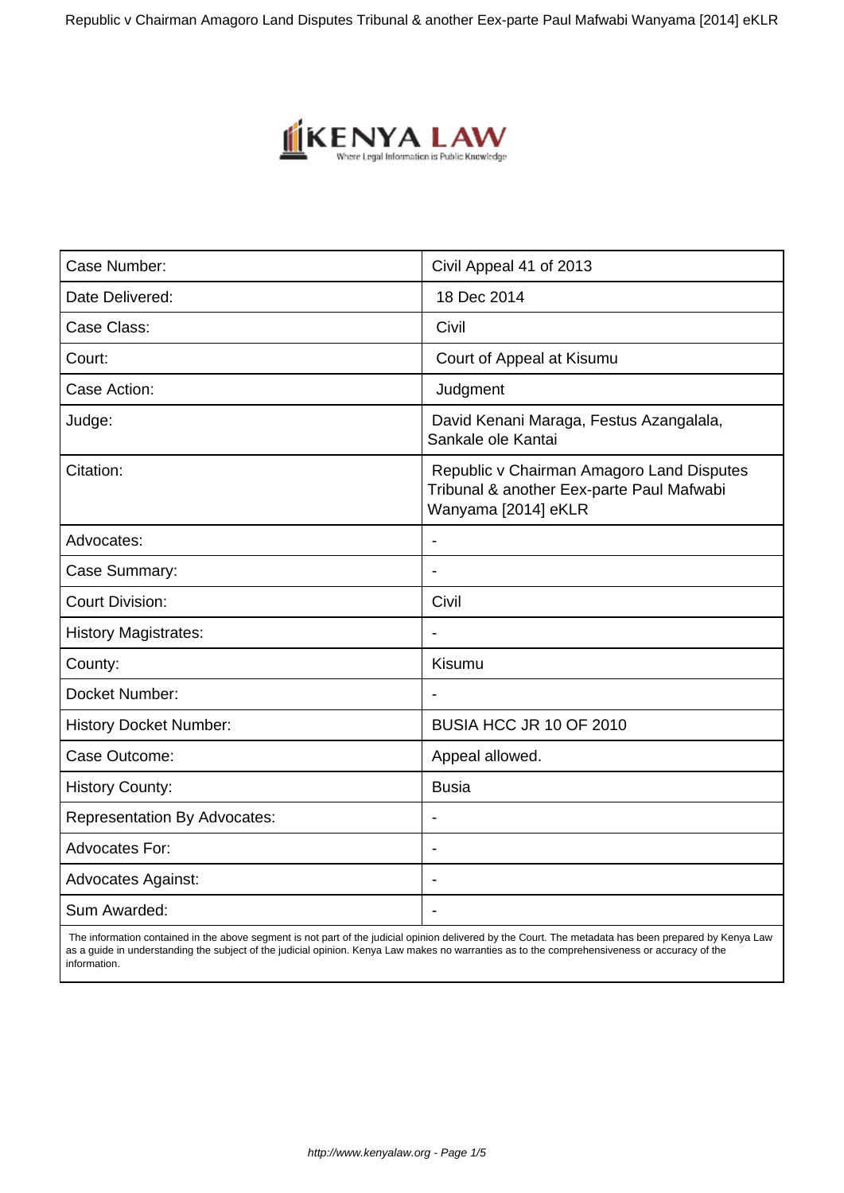| Case Number: | Civil Appeal 41 of 2013 |
|---|---|
| Date Delivered: | 18 Dec 2014 |
| Case Class: | Civil |
| Court: | Court of Appeal at Kisumu |
| Case Action: | Judgment |
| Judge: | David Kenani Maraga, Festus Azangalala, Sankale ole Kantai |
| Citation: | Republic v Chairman Amagoro Land Disputes Tribunal & another Eex-parte Paul Mafwabi Wanyama [2014] eKLR |
| Advocates: | - |
| Case Summary: | - |
| Court Division: | Civil |
| History Magistrates: | - |
| County: | Kisumu |
| Docket Number: | - |
| History Docket Number: | BUSIA HCC JR 10 OF 2010 |
| Case Outcome: | Appeal allowed. |
| History County: | Busia |
| Representation By Advocates: | - |
| Advocates For: | - |
| Advocates Against: | - |
| Sum Awarded: | - |

The information contained in the above segment is not part of the judicial opinion delivered by the Court. The metadata has been prepared by Kenya Law as a guide in understanding the subject of the judicial opinion. Kenya Law makes no warranties as to the comprehensiveness or accuracy of the information.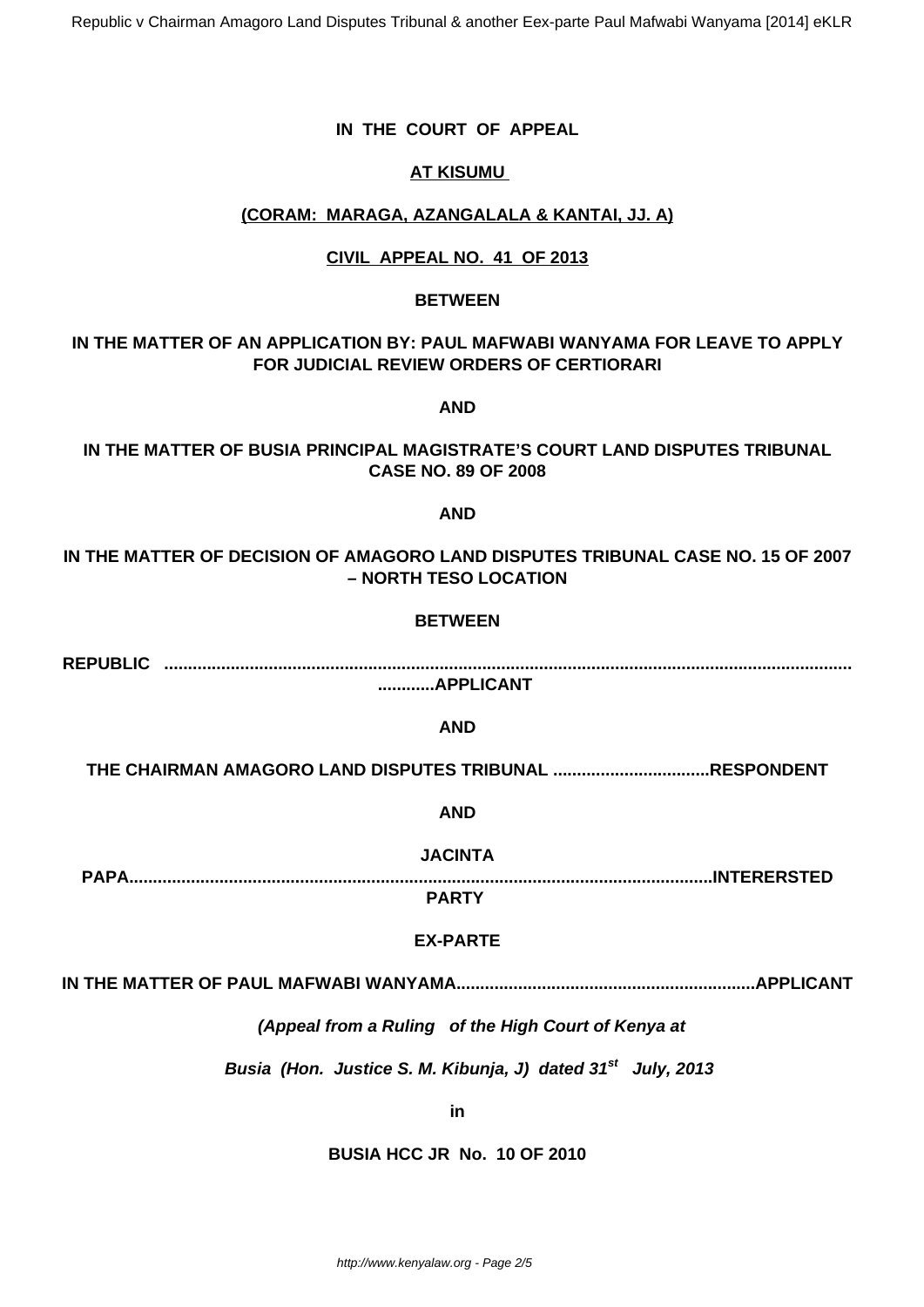**IN THE COURT OF APPEAL**

**AT KISUMU**

**(CORAM: MARAGA, AZANGALALA & KANTAI, JJ. A)**

**CIVIL APPEAL NO. 41 OF 2013**

**BETWEEN**

**IN THE MATTER OF AN APPLICATION BY: PAUL MAFWABI WANYAMA FOR LEAVE TO APPLY FOR JUDICIAL REVIEW ORDERS OF CERTIORARI**

**AND**

**IN THE MATTER OF BUSIA PRINCIPAL MAGISTRATE'S COURT LAND DISPUTES TRIBUNAL CASE NO. 89 OF 2008**

**AND**

**IN THE MATTER OF DECISION OF AMAGORO LAND DISPUTES TRIBUNAL CASE NO. 15 OF 2007 – NORTH TESO LOCATION**

**BETWEEN**

**REPUBLIC ............................................................................................................................................APPLICANT**

**AND**

**THE CHAIRMAN AMAGORO LAND DISPUTES TRIBUNAL .................................RESPONDENT**

**AND**

**JACINTA PAPA.........................................................................................................................INTERERSTED PARTY**

**EX-PARTE**

**IN THE MATTER OF PAUL MAFWABI WANYAMA...............................................................APPLICANT**

***(Appeal from a Ruling of the High Court of Kenya at***

***Busia (Hon. Justice S. M. Kibunja, J) dated 31st July, 2013***

**in**

**BUSIA HCC JR No. 10 OF 2010**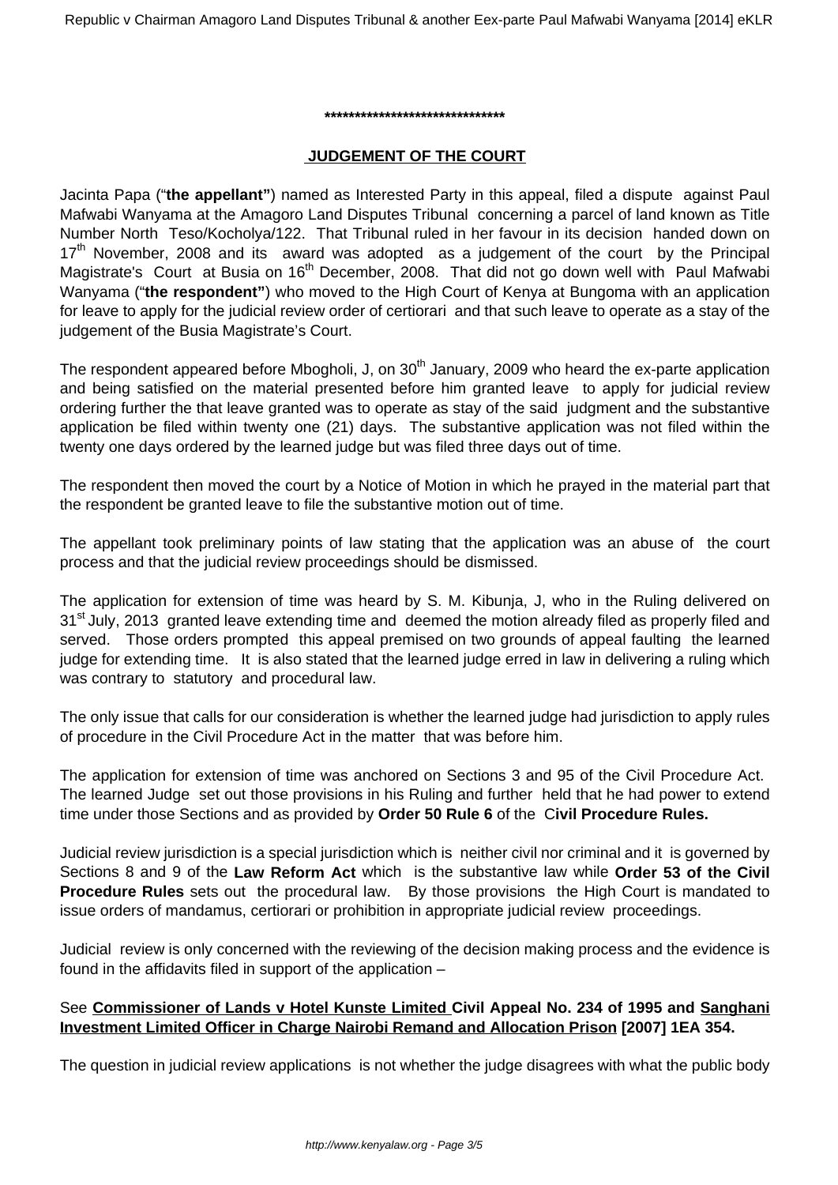******************************

**JUDGEMENT OF THE COURT**

Jacinta Papa ("**the appellant"**) named as Interested Party in this appeal, filed a dispute against Paul Mafwabi Wanyama at the Amagoro Land Disputes Tribunal concerning a parcel of land known as Title Number North Teso/Kocholya/122. That Tribunal ruled in her favour in its decision handed down on 17th November, 2008 and its award was adopted as a judgement of the court by the Principal Magistrate's Court at Busia on 16th December, 2008. That did not go down well with Paul Mafwabi Wanyama ("**the respondent"**) who moved to the High Court of Kenya at Bungoma with an application for leave to apply for the judicial review order of certiorari and that such leave to operate as a stay of the judgement of the Busia Magistrate's Court.

The respondent appeared before Mbogholi, J, on 30th January, 2009 who heard the ex-parte application and being satisfied on the material presented before him granted leave to apply for judicial review ordering further the that leave granted was to operate as stay of the said judgment and the substantive application be filed within twenty one (21) days. The substantive application was not filed within the twenty one days ordered by the learned judge but was filed three days out of time.

The respondent then moved the court by a Notice of Motion in which he prayed in the material part that the respondent be granted leave to file the substantive motion out of time.

The appellant took preliminary points of law stating that the application was an abuse of the court process and that the judicial review proceedings should be dismissed.

The application for extension of time was heard by S. M. Kibunja, J, who in the Ruling delivered on 31st July, 2013 granted leave extending time and deemed the motion already filed as properly filed and served. Those orders prompted this appeal premised on two grounds of appeal faulting the learned judge for extending time. It is also stated that the learned judge erred in law in delivering a ruling which was contrary to statutory and procedural law.

The only issue that calls for our consideration is whether the learned judge had jurisdiction to apply rules of procedure in the Civil Procedure Act in the matter that was before him.

The application for extension of time was anchored on Sections 3 and 95 of the Civil Procedure Act. The learned Judge set out those provisions in his Ruling and further held that he had power to extend time under those Sections and as provided by **Order 50 Rule 6** of the C**ivil Procedure Rules.**

Judicial review jurisdiction is a special jurisdiction which is neither civil nor criminal and it is governed by Sections 8 and 9 of the **Law Reform Act** which is the substantive law while **Order 53 of the Civil Procedure Rules** sets out the procedural law. By those provisions the High Court is mandated to issue orders of mandamus, certiorari or prohibition in appropriate judicial review proceedings.

Judicial review is only concerned with the reviewing of the decision making process and the evidence is found in the affidavits filed in support of the application –

See **Commissioner of Lands v Hotel Kunste Limited Civil Appeal No. 234 of 1995 and Sanghani Investment Limited Officer in Charge Nairobi Remand and Allocation Prison [2007] 1EA 354.**

The question in judicial review applications is not whether the judge disagrees with what the public body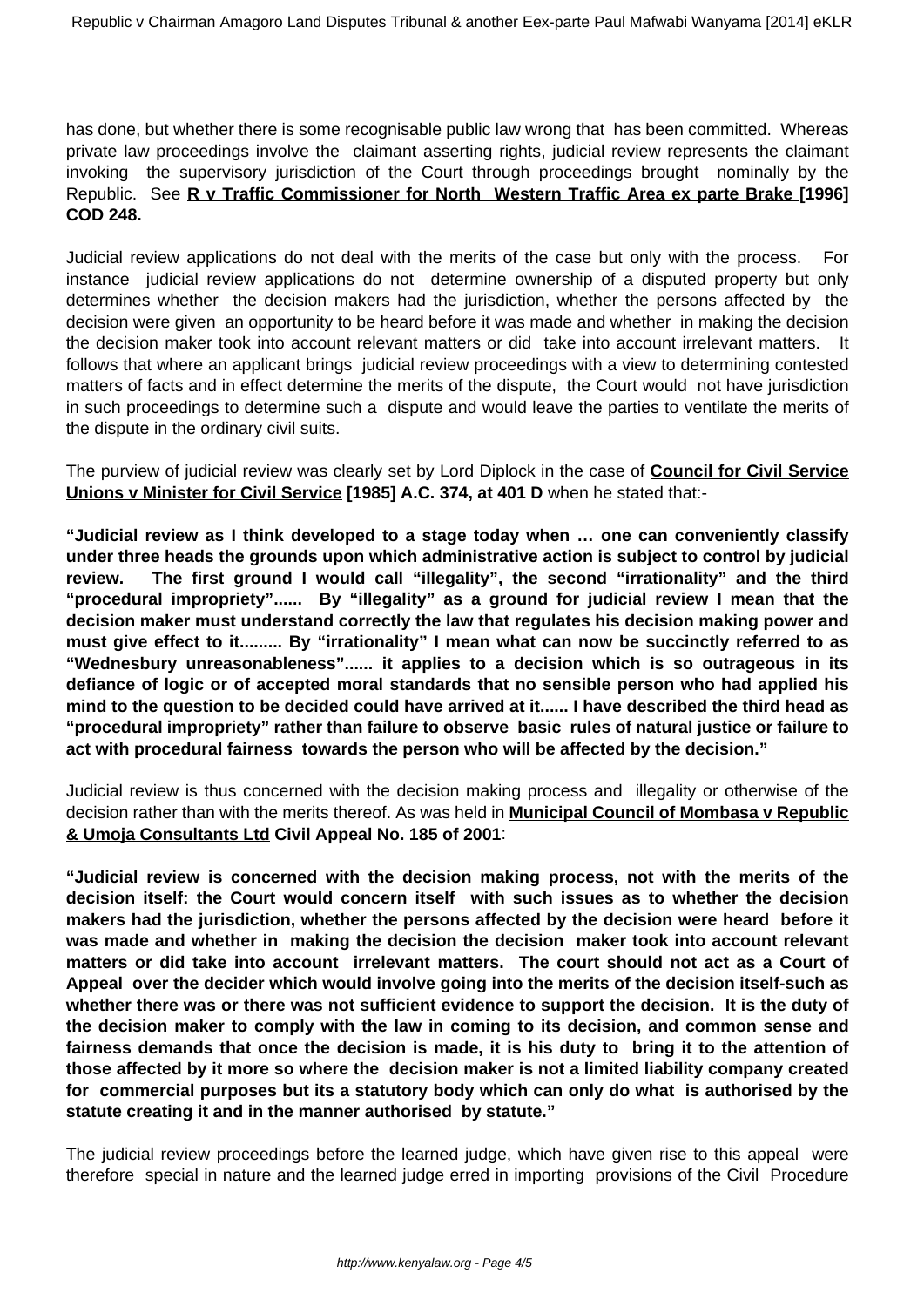has done, but whether there is some recognisable public law wrong that has been committed. Whereas private law proceedings involve the claimant asserting rights, judicial review represents the claimant invoking the supervisory jurisdiction of the Court through proceedings brought nominally by the Republic. See **R v Traffic Commissioner for North Western Traffic Area ex parte Brake [1996] COD 248.**

Judicial review applications do not deal with the merits of the case but only with the process. For instance judicial review applications do not determine ownership of a disputed property but only determines whether the decision makers had the jurisdiction, whether the persons affected by the decision were given an opportunity to be heard before it was made and whether in making the decision the decision maker took into account relevant matters or did take into account irrelevant matters. It follows that where an applicant brings judicial review proceedings with a view to determining contested matters of facts and in effect determine the merits of the dispute, the Court would not have jurisdiction in such proceedings to determine such a dispute and would leave the parties to ventilate the merits of the dispute in the ordinary civil suits.

The purview of judicial review was clearly set by Lord Diplock in the case of **Council for Civil Service Unions v Minister for Civil Service [1985] A.C. 374, at 401 D** when he stated that:-

**"Judicial review as I think developed to a stage today when … one can conveniently classify under three heads the grounds upon which administrative action is subject to control by judicial review. The first ground I would call "illegality", the second "irrationality" and the third "procedural impropriety"...... By "illegality" as a ground for judicial review I mean that the decision maker must understand correctly the law that regulates his decision making power and must give effect to it......... By "irrationality" I mean what can now be succinctly referred to as "Wednesbury unreasonableness"...... it applies to a decision which is so outrageous in its defiance of logic or of accepted moral standards that no sensible person who had applied his mind to the question to be decided could have arrived at it...... I have described the third head as "procedural impropriety" rather than failure to observe basic rules of natural justice or failure to act with procedural fairness towards the person who will be affected by the decision."**

Judicial review is thus concerned with the decision making process and illegality or otherwise of the decision rather than with the merits thereof. As was held in **Municipal Council of Mombasa v Republic & Umoja Consultants Ltd Civil Appeal No. 185 of 2001**:

**"Judicial review is concerned with the decision making process, not with the merits of the decision itself: the Court would concern itself with such issues as to whether the decision makers had the jurisdiction, whether the persons affected by the decision were heard before it was made and whether in making the decision the decision maker took into account relevant matters or did take into account irrelevant matters. The court should not act as a Court of Appeal over the decider which would involve going into the merits of the decision itself-such as whether there was or there was not sufficient evidence to support the decision. It is the duty of the decision maker to comply with the law in coming to its decision, and common sense and fairness demands that once the decision is made, it is his duty to bring it to the attention of those affected by it more so where the decision maker is not a limited liability company created for commercial purposes but its a statutory body which can only do what is authorised by the statute creating it and in the manner authorised by statute."**

The judicial review proceedings before the learned judge, which have given rise to this appeal were therefore special in nature and the learned judge erred in importing provisions of the Civil Procedure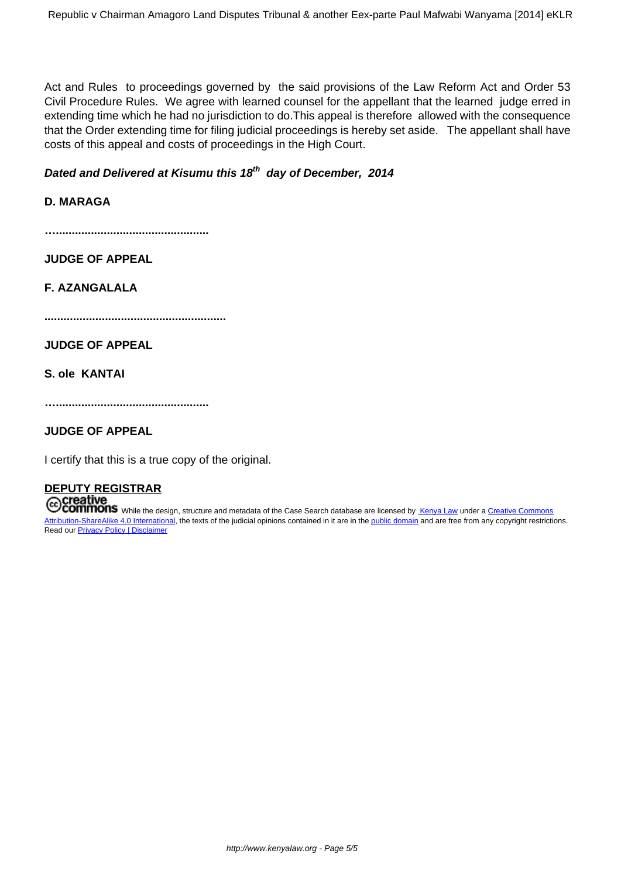Act and Rules to proceedings governed by the said provisions of the Law Reform Act and Order 53 Civil Procedure Rules. We agree with learned counsel for the appellant that the learned judge erred in extending time which he had no jurisdiction to do.This appeal is therefore allowed with the consequence that the Order extending time for filing judicial proceedings is hereby set aside. The appellant shall have costs of this appeal and costs of proceedings in the High Court.

***Dated and Delivered at Kisumu this 18th day of December, 2014***

**D. MARAGA**

**…………………………………………**

**JUDGE OF APPEAL**

**F. AZANGALALA**

**…………………………………………….**

**JUDGE OF APPEAL**

**S. ole KANTAI**

**…………………………………………**

**JUDGE OF APPEAL**

I certify that this is a true copy of the original.

**DEPUTY REGISTRAR**

While the design, structure and metadata of the Case Search database are licensed by Kenya Law under a Creative Commons Attribution-ShareAlike 4.0 International, the texts of the judicial opinions contained in it are in the public domain and are free from any copyright restrictions. Read our Privacy Policy | Disclaimer